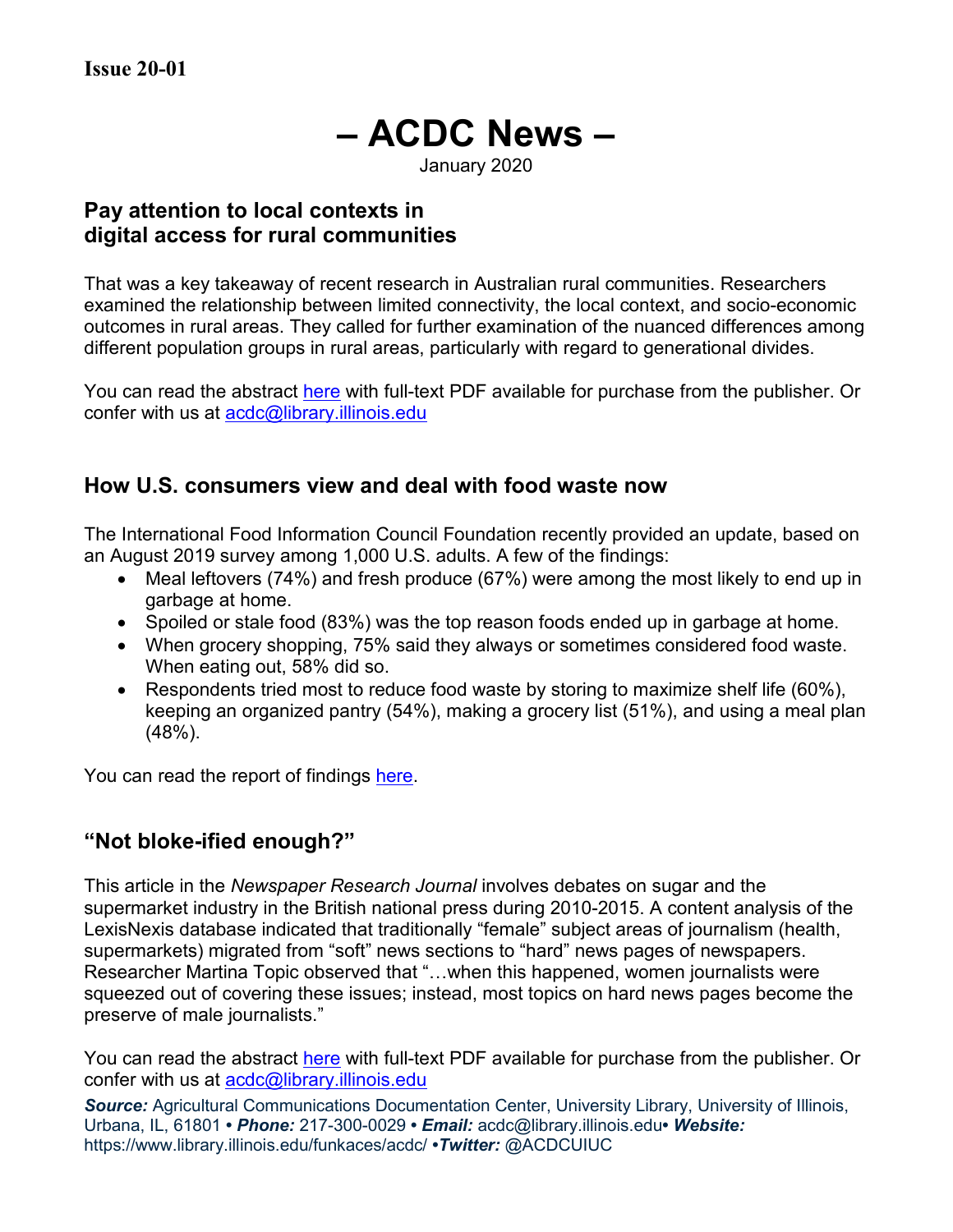**Issue 20-01**

# – ACDC News –

January 2020

## Pay attention to local contexts in digital access for rural communities

That was a key takeaway of recent research in Australian rural communities. Researchers examined the relationship between limited connectivity, the local context, and socio-economic outcomes in rural areas. They called for further examination of the nuanced differences among different population groups in rural areas, particularly with regard to generational divides.

You can read the abstract here with full-text PDF available for purchase from the publisher. Or confer with us at acdc@library.illinois.edu

## How U.S. consumers view and deal with food waste now

The International Food Information Council Foundation recently provided an update, based on an August 2019 survey among 1,000 U.S. adults. A few of the findings:

- Meal leftovers (74%) and fresh produce (67%) were among the most likely to end up in garbage at home.
- Spoiled or stale food (83%) was the top reason foods ended up in garbage at home.
- When grocery shopping, 75% said they always or sometimes considered food waste. When eating out, 58% did so.
- Respondents tried most to reduce food waste by storing to maximize shelf life (60%), keeping an organized pantry (54%), making a grocery list (51%), and using a meal plan (48%).

You can read the report of findings here.

## "Not bloke-ified enough?"

This article in the *Newspaper Research Journal* involves debates on sugar and the supermarket industry in the British national press during 2010-2015. A content analysis of the LexisNexis database indicated that traditionally "female" subject areas of journalism (health, supermarkets) migrated from "soft" news sections to "hard" news pages of newspapers. Researcher Martina Topic observed that "…when this happened, women journalists were squeezed out of covering these issues; instead, most topics on hard news pages become the preserve of male journalists."

You can read the abstract here with full-text PDF available for purchase from the publisher. Or confer with us at acdc@library.illinois.edu

***Source:*** Agricultural Communications Documentation Center, University Library, University of Illinois, Urbana, IL, 61801 • ***Phone:*** 217-300-0029 • ***Email:*** acdc@library.illinois.edu• ***Website:*** https://www.library.illinois.edu/funkaces/acdc/ •***Twitter:*** @ACDCUIUC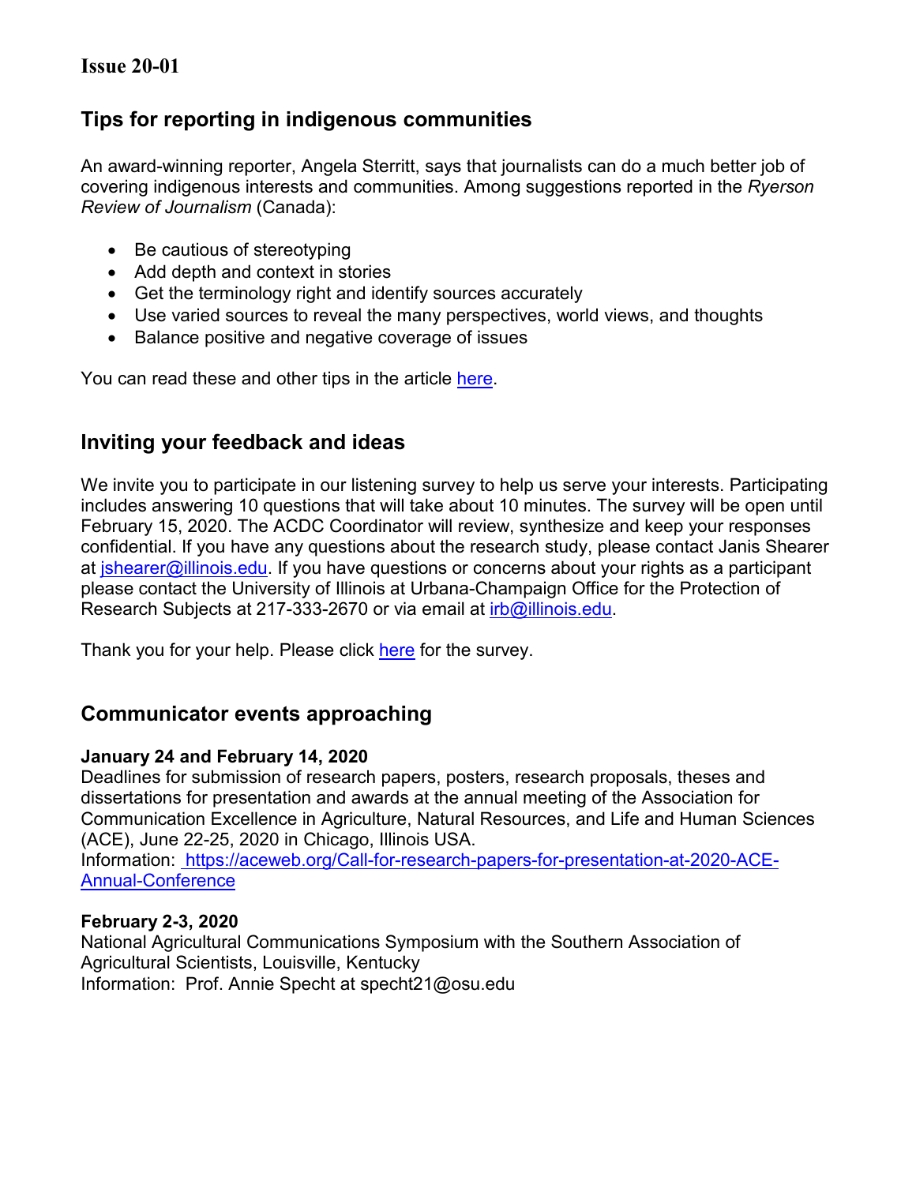**Issue 20-01**

## Tips for reporting in indigenous communities

An award-winning reporter, Angela Sterritt, says that journalists can do a much better job of covering indigenous interests and communities. Among suggestions reported in the *Ryerson Review of Journalism* (Canada):

- Be cautious of stereotyping
- Add depth and context in stories
- Get the terminology right and identify sources accurately
- Use varied sources to reveal the many perspectives, world views, and thoughts
- Balance positive and negative coverage of issues

You can read these and other tips in the article here.

## Inviting your feedback and ideas

We invite you to participate in our listening survey to help us serve your interests. Participating includes answering 10 questions that will take about 10 minutes. The survey will be open until February 15, 2020. The ACDC Coordinator will review, synthesize and keep your responses confidential. If you have any questions about the research study, please contact Janis Shearer at jshearer@illinois.edu. If you have questions or concerns about your rights as a participant please contact the University of Illinois at Urbana-Champaign Office for the Protection of Research Subjects at 217-333-2670 or via email at irb@illinois.edu.

Thank you for your help. Please click here for the survey.

## Communicator events approaching

**January 24 and February 14, 2020**
Deadlines for submission of research papers, posters, research proposals, theses and dissertations for presentation and awards at the annual meeting of the Association for Communication Excellence in Agriculture, Natural Resources, and Life and Human Sciences (ACE), June 22-25, 2020 in Chicago, Illinois USA.
Information: https://aceweb.org/Call-for-research-papers-for-presentation-at-2020-ACE-Annual-Conference

**February 2-3, 2020**
National Agricultural Communications Symposium with the Southern Association of Agricultural Scientists, Louisville, Kentucky
Information: Prof. Annie Specht at specht21@osu.edu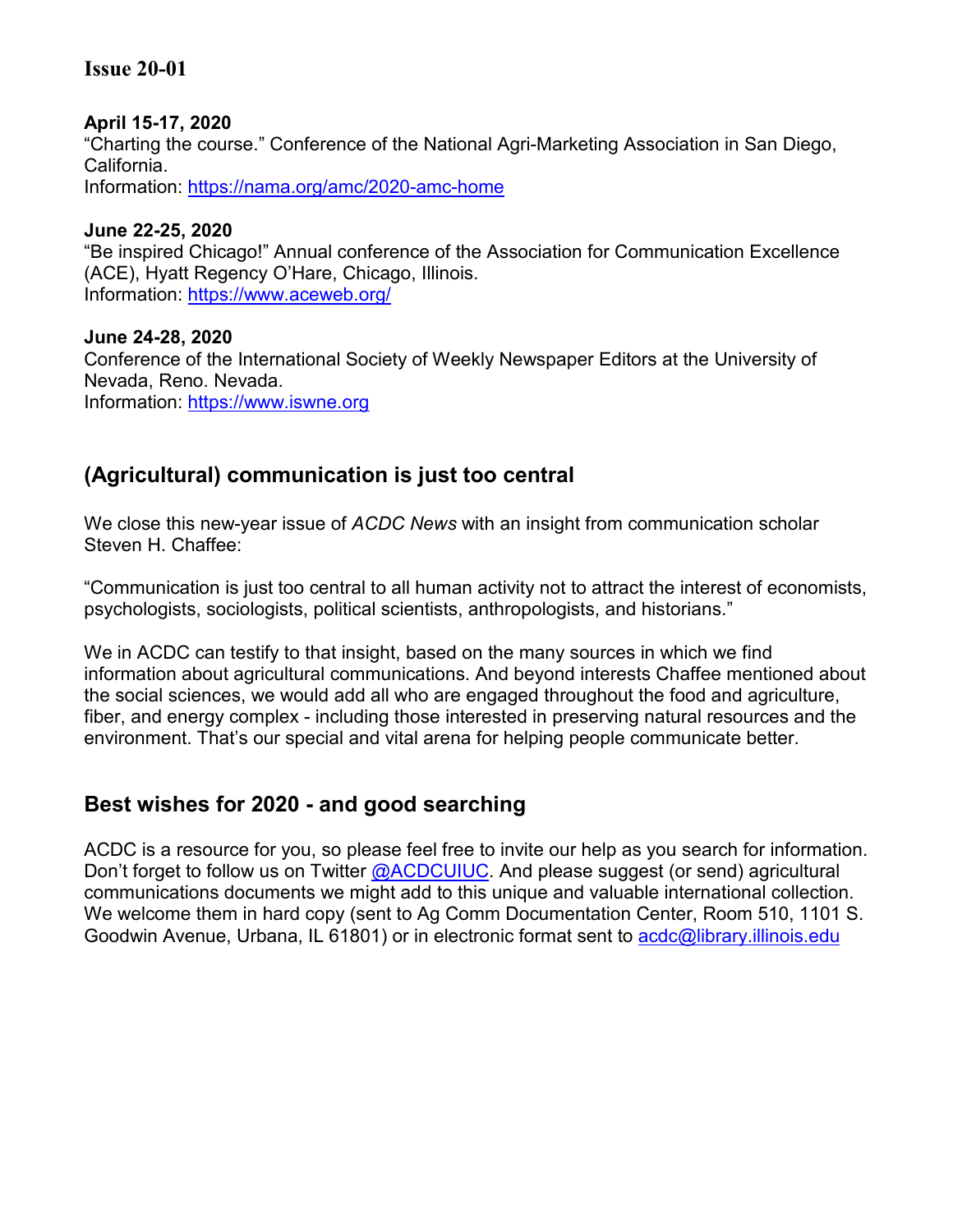**Issue 20-01**

**April 15-17, 2020**
"Charting the course." Conference of the National Agri-Marketing Association in San Diego, California.
Information: https://nama.org/amc/2020-amc-home

**June 22-25, 2020**
"Be inspired Chicago!" Annual conference of the Association for Communication Excellence (ACE), Hyatt Regency O'Hare, Chicago, Illinois.
Information: https://www.aceweb.org/

**June 24-28, 2020**
Conference of the International Society of Weekly Newspaper Editors at the University of Nevada, Reno. Nevada.
Information: https://www.iswne.org

## (Agricultural) communication is just too central

We close this new-year issue of *ACDC News* with an insight from communication scholar Steven H. Chaffee:

"Communication is just too central to all human activity not to attract the interest of economists, psychologists, sociologists, political scientists, anthropologists, and historians."

We in ACDC can testify to that insight, based on the many sources in which we find information about agricultural communications. And beyond interests Chaffee mentioned about the social sciences, we would add all who are engaged throughout the food and agriculture, fiber, and energy complex - including those interested in preserving natural resources and the environment. That's our special and vital arena for helping people communicate better.

## Best wishes for 2020 - and good searching

ACDC is a resource for you, so please feel free to invite our help as you search for information. Don't forget to follow us on Twitter @ACDCUIUC. And please suggest (or send) agricultural communications documents we might add to this unique and valuable international collection. We welcome them in hard copy (sent to Ag Comm Documentation Center, Room 510, 1101 S. Goodwin Avenue, Urbana, IL 61801) or in electronic format sent to acdc@library.illinois.edu